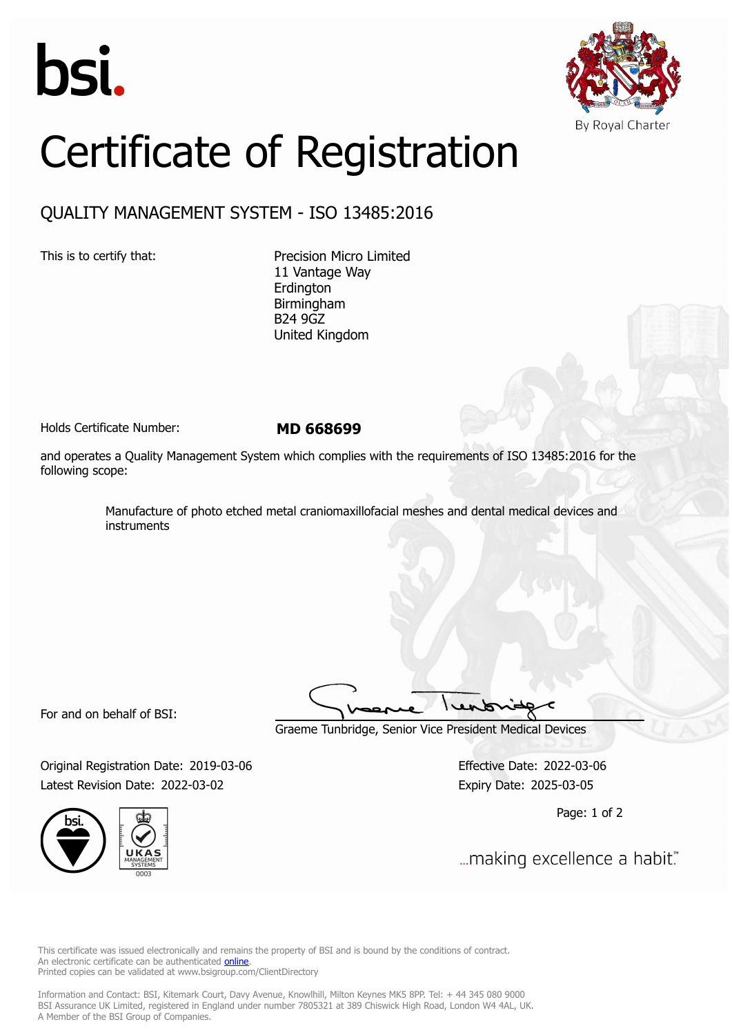bsi.

By Royal Charter

# Certificate of Registration

## QUALITY MANAGEMENT SYSTEM - ISO 13485:2016

This is to certify that:

Precision Micro Limited
11 Vantage Way
Erdington
Birmingham
B24 9GZ
United Kingdom

Holds Certificate Number: **MD 668699**

and operates a Quality Management System which complies with the requirements of ISO 13485:2016 for the following scope:

Manufacture of photo etched metal craniomaxillofacial meshes and dental medical devices and instruments

For and on behalf of BSI:

Graeme Tunbridge, Senior Vice President Medical Devices

Original Registration Date: 2019-03-06
Latest Revision Date: 2022-03-02

Effective Date: 2022-03-06
Expiry Date: 2025-03-05

...making excellence a habit.™

This certificate was issued electronically and remains the property of BSI and is bound by the conditions of contract.
An electronic certificate can be authenticated online.
Printed copies can be validated at www.bsigroup.com/ClientDirectory

Information and Contact: BSI, Kitemark Court, Davy Avenue, Knowlhill, Milton Keynes MK5 8PP. Tel: + 44 345 080 9000
BSI Assurance UK Limited, registered in England under number 7805321 at 389 Chiswick High Road, London W4 4AL, UK.
A Member of the BSI Group of Companies.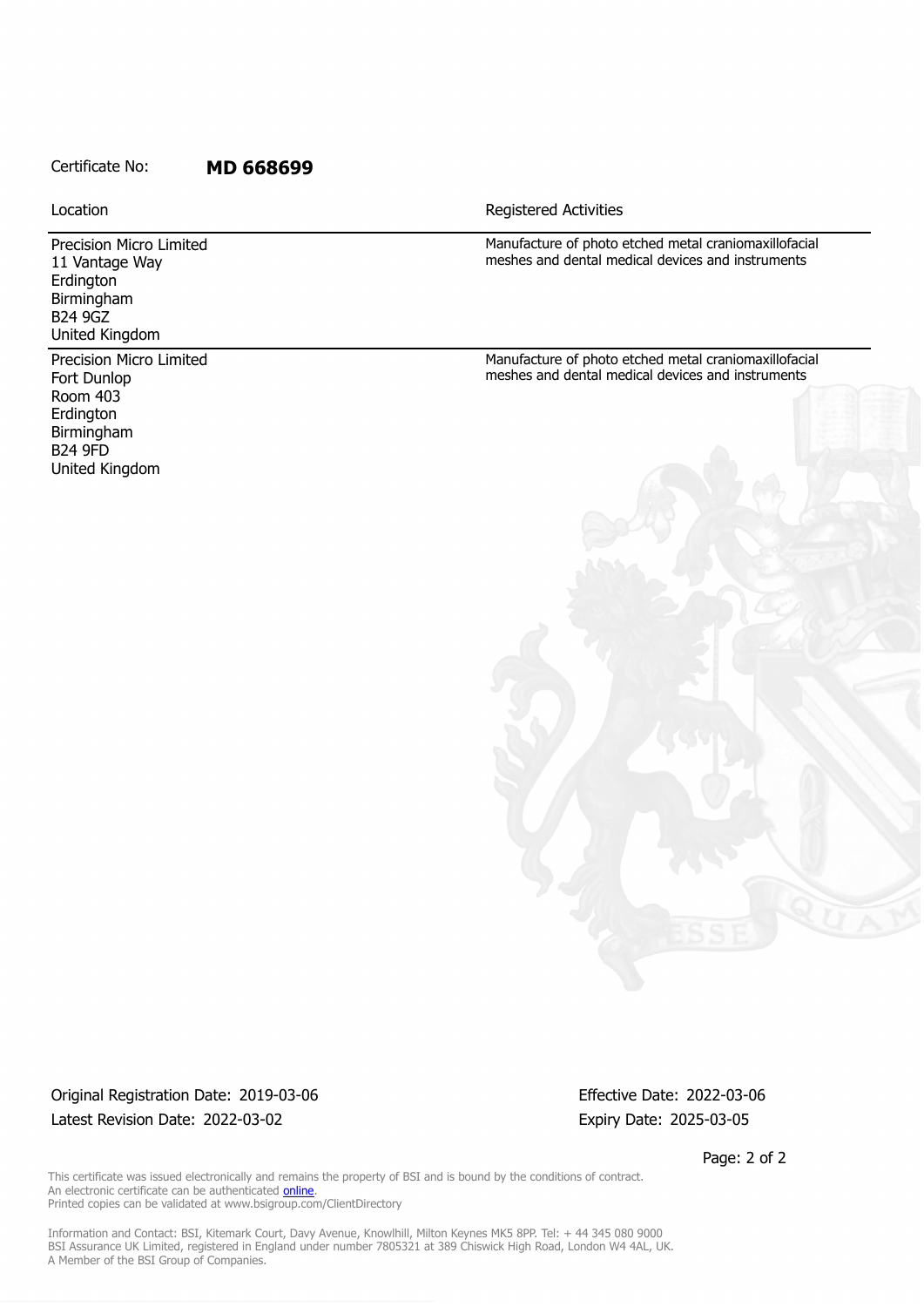Certificate No: **MD 668699**

| Location | Registered Activities |
| --- | --- |
| Precision Micro Limited<br>11 Vantage Way<br>Erdington<br>Birmingham<br>B24 9GZ<br>United Kingdom | Manufacture of photo etched metal craniomaxillofacial meshes and dental medical devices and instruments |
| Precision Micro Limited<br>Fort Dunlop<br>Room 403<br>Erdington<br>Birmingham<br>B24 9FD<br>United Kingdom | Manufacture of photo etched metal craniomaxillofacial meshes and dental medical devices and instruments |

Original Registration Date: 2019-03-06

Latest Revision Date: 2022-03-02

Effective Date: 2022-03-06

Expiry Date: 2025-03-05

This certificate was issued electronically and remains the property of BSI and is bound by the conditions of contract.
An electronic certificate can be authenticated online.
Printed copies can be validated at www.bsigroup.com/ClientDirectory

Information and Contact: BSI, Kitemark Court, Davy Avenue, Knowlhill, Milton Keynes MK5 8PP. Tel: + 44 345 080 9000
BSI Assurance UK Limited, registered in England under number 7805321 at 389 Chiswick High Road, London W4 4AL, UK.
A Member of the BSI Group of Companies.